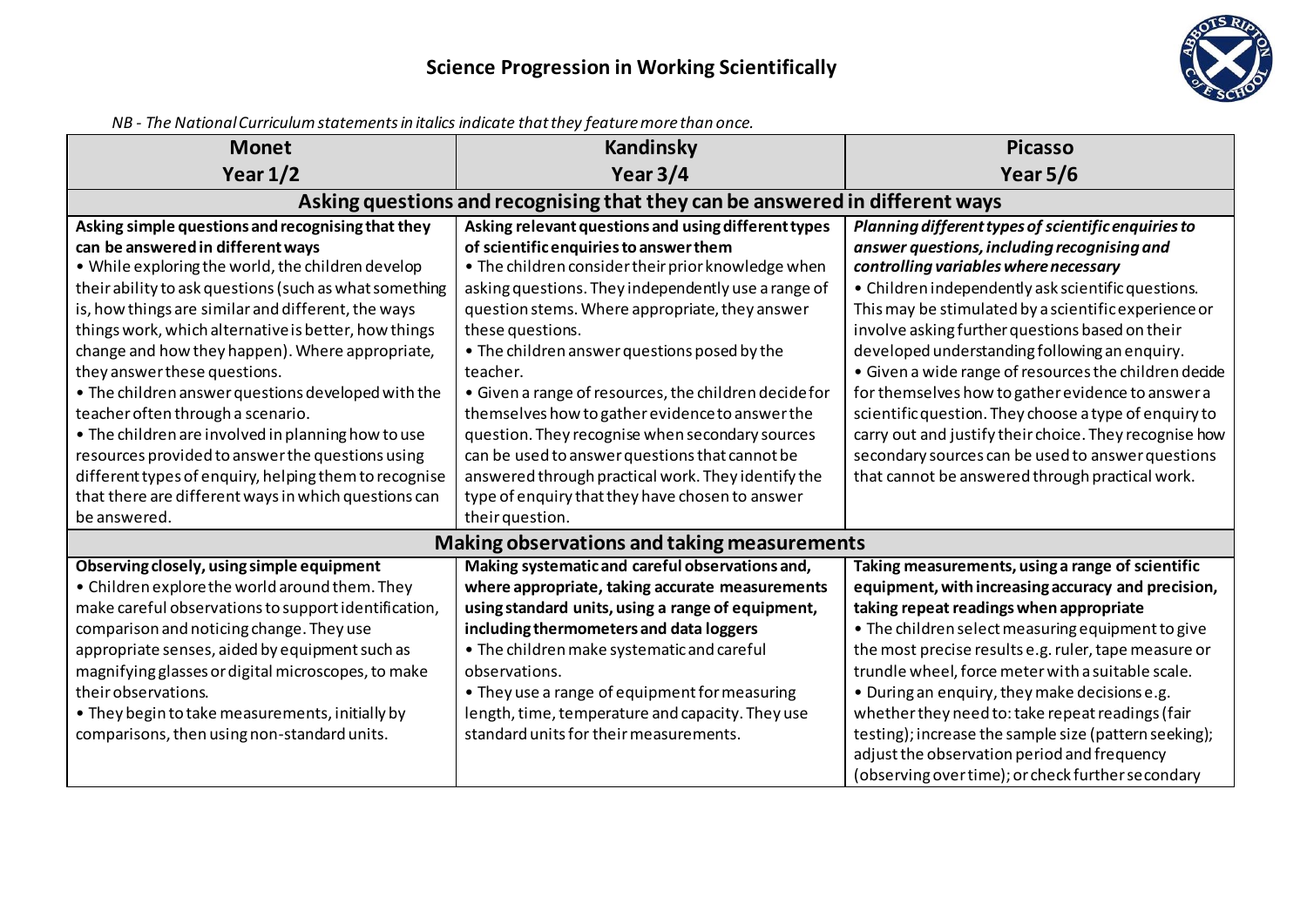# Science Progression in Working Scientifically

*NB - The National Curriculum statements in italics indicate that they feature more than once.*

| Monet<br>Year 1/2 | Kandinsky<br>Year 3/4 | Picasso<br>Year 5/6 |
|---|---|---|
| **Asking questions and recognising that they can be answered in different ways** | | |
| **Asking simple questions and recognising that they can be answered in different ways**<br>• While exploring the world, the children develop their ability to ask questions (such as what something is, how things are similar and different, the ways things work, which alternative is better, how things change and how they happen). Where appropriate, they answer these questions.<br>• The children answer questions developed with the teacher often through a scenario.<br>• The children are involved in planning how to use resources provided to answer the questions using different types of enquiry, helping them to recognise that there are different ways in which questions can be answered. | **Asking relevant questions and using different types of scientific enquiries to answer them**<br>• The children consider their prior knowledge when asking questions. They independently use a range of question stems. Where appropriate, they answer these questions.<br>• The children answer questions posed by the teacher.<br>• Given a range of resources, the children decide for themselves how to gather evidence to answer the question. They recognise when secondary sources can be used to answer questions that cannot be answered through practical work. They identify the type of enquiry that they have chosen to answer their question. | ***Planning different types of scientific enquiries to answer questions, including recognising and controlling variables where necessary***<br>• Children independently ask scientific questions. This may be stimulated by a scientific experience or involve asking further questions based on their developed understanding following an enquiry.<br>• Given a wide range of resources the children decide for themselves how to gather evidence to answer a scientific question. They choose a type of enquiry to carry out and justify their choice. They recognise how secondary sources can be used to answer questions that cannot be answered through practical work. |
| **Making observations and taking measurements** | | |
| **Observing closely, using simple equipment**<br>• Children explore the world around them. They make careful observations to support identification, comparison and noticing change. They use appropriate senses, aided by equipment such as magnifying glasses or digital microscopes, to make their observations.<br>• They begin to take measurements, initially by comparisons, then using non-standard units. | **Making systematic and careful observations and, where appropriate, taking accurate measurements using standard units, using a range of equipment, including thermometers and data loggers**<br>• The children make systematic and careful observations.<br>• They use a range of equipment for measuring length, time, temperature and capacity. They use standard units for their measurements. | **Taking measurements, using a range of scientific equipment, with increasing accuracy and precision, taking repeat readings when appropriate**<br>• The children select measuring equipment to give the most precise results e.g. ruler, tape measure or trundle wheel, force meter with a suitable scale.<br>• During an enquiry, they make decisions e.g. whether they need to: take repeat readings (fair testing); increase the sample size (pattern seeking); adjust the observation period and frequency (observing over time); or check further secondary |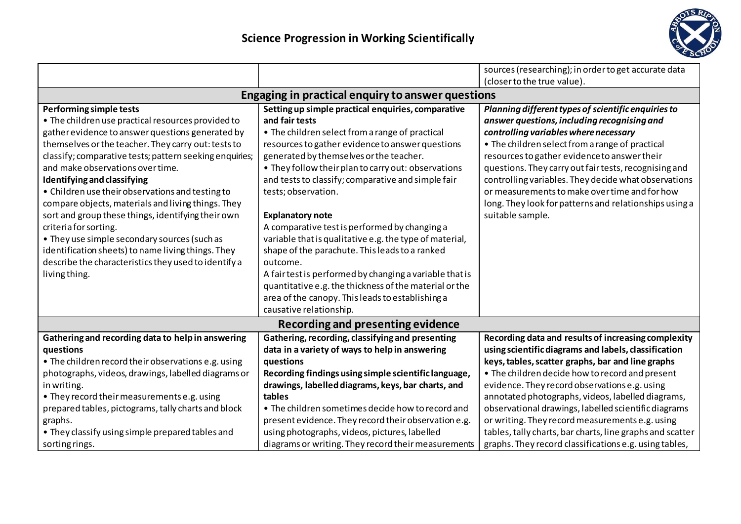# Science Progression in Working Scientifically

| | | |
|---|---|---|
| | | sources (researching); in order to get accurate data (closer to the true value). |
| **Engaging in practical enquiry to answer questions** | | |
| **Performing simple tests**<br>• The children use practical resources provided to gather evidence to answer questions generated by themselves or the teacher. They carry out: tests to classify; comparative tests; pattern seeking enquiries; and make observations over time.<br>**Identifying and classifying**<br>• Children use their observations and testing to compare objects, materials and living things. They sort and group these things, identifying their own criteria for sorting.<br>• They use simple secondary sources (such as identification sheets) to name living things. They describe the characteristics they used to identify a living thing. | **Setting up simple practical enquiries, comparative and fair tests**<br>• The children select from a range of practical resources to gather evidence to answer questions generated by themselves or the teacher.<br>• They follow their plan to carry out: observations and tests to classify; comparative and simple fair tests; observation.<br><br>**Explanatory note**<br>A comparative test is performed by changing a variable that is qualitative e.g. the type of material, shape of the parachute. This leads to a ranked outcome.<br>A fair test is performed by changing a variable that is quantitative e.g. the thickness of the material or the area of the canopy. This leads to establishing a causative relationship. | ***Planning different types of scientific enquiries to answer questions, including recognising and controlling variables where necessary***<br>• The children select from a range of practical resources to gather evidence to answer their questions. They carry out fair tests, recognising and controlling variables. They decide what observations or measurements to make over time and for how long. They look for patterns and relationships using a suitable sample. |
| **Recording and presenting evidence** | | |
| **Gathering and recording data to help in answering questions**<br>• The children record their observations e.g. using photographs, videos, drawings, labelled diagrams or in writing.<br>• They record their measurements e.g. using prepared tables, pictograms, tally charts and block graphs.<br>• They classify using simple prepared tables and sorting rings. | **Gathering, recording, classifying and presenting data in a variety of ways to help in answering questions**<br>**Recording findings using simple scientific language, drawings, labelled diagrams, keys, bar charts, and tables**<br>• The children sometimes decide how to record and present evidence. They record their observation e.g. using photographs, videos, pictures, labelled diagrams or writing. They record their measurements | **Recording data and results of increasing complexity using scientific diagrams and labels, classification keys, tables, scatter graphs, bar and line graphs**<br>• The children decide how to record and present evidence. They record observations e.g. using annotated photographs, videos, labelled diagrams, observational drawings, labelled scientific diagrams or writing. They record measurements e.g. using tables, tally charts, bar charts, line graphs and scatter graphs. They record classifications e.g. using tables, |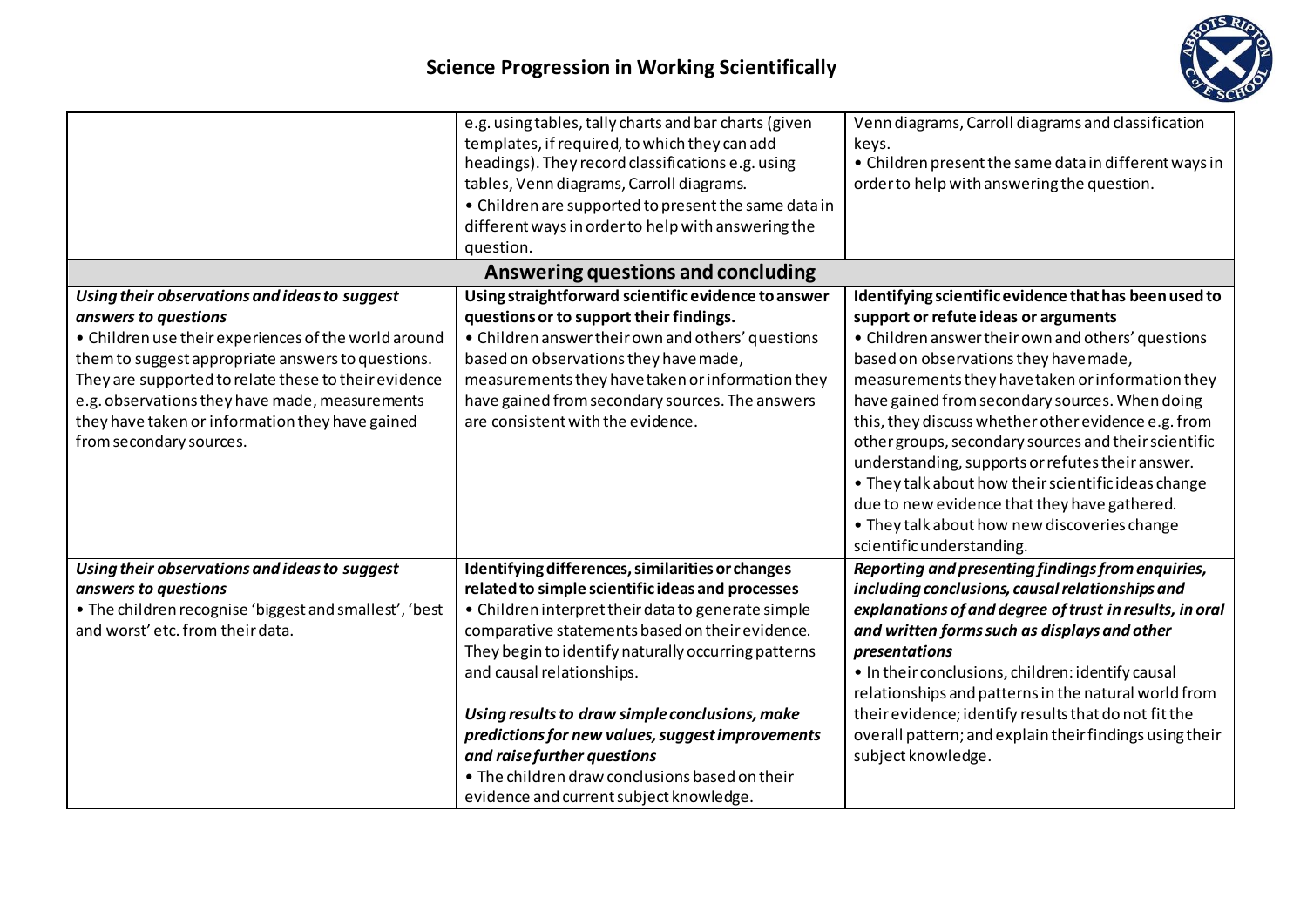## Science Progression in Working Scientifically

| | | |
|---|---|---|
| | e.g. using tables, tally charts and bar charts (given templates, if required, to which they can add headings). They record classifications e.g. using tables, Venn diagrams, Carroll diagrams.<br>• Children are supported to present the same data in different ways in order to help with answering the question. | Venn diagrams, Carroll diagrams and classification keys.<br>• Children present the same data in different ways in order to help with answering the question. |
| **Answering questions and concluding** | | |
| ***Using their observations and ideas to suggest answers to questions***<br>• Children use their experiences of the world around them to suggest appropriate answers to questions. They are supported to relate these to their evidence e.g. observations they have made, measurements they have taken or information they have gained from secondary sources. | **Using straightforward scientific evidence to answer questions or to support their findings.**<br>• Children answer their own and others' questions based on observations they have made, measurements they have taken or information they have gained from secondary sources. The answers are consistent with the evidence. | **Identifying scientific evidence that has been used to support or refute ideas or arguments**<br>• Children answer their own and others' questions based on observations they have made, measurements they have taken or information they have gained from secondary sources. When doing this, they discuss whether other evidence e.g. from other groups, secondary sources and their scientific understanding, supports or refutes their answer.<br>• They talk about how their scientific ideas change due to new evidence that they have gathered.<br>• They talk about how new discoveries change scientific understanding. |
| ***Using their observations and ideas to suggest answers to questions***<br>• The children recognise 'biggest and smallest', 'best and worst' etc. from their data. | **Identifying differences, similarities or changes related to simple scientific ideas and processes**<br>• Children interpret their data to generate simple comparative statements based on their evidence. They begin to identify naturally occurring patterns and causal relationships.<br><br>***Using results to draw simple conclusions, make predictions for new values, suggest improvements and raise further questions***<br>• The children draw conclusions based on their evidence and current subject knowledge. | ***Reporting and presenting findings from enquiries, including conclusions, causal relationships and explanations of and degree of trust in results, in oral and written forms such as displays and other presentations***<br>• In their conclusions, children: identify causal relationships and patterns in the natural world from their evidence; identify results that do not fit the overall pattern; and explain their findings using their subject knowledge. |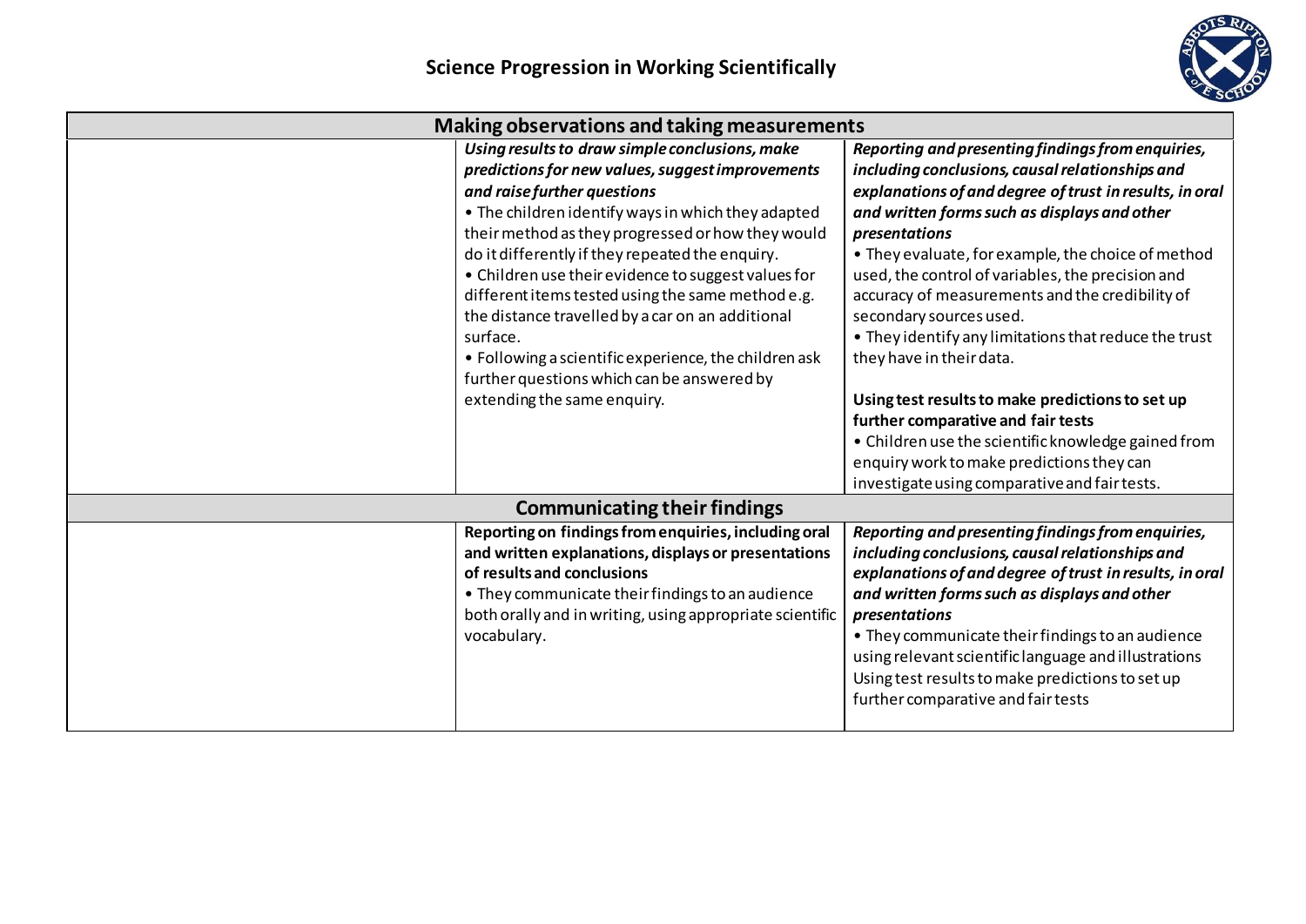## Science Progression in Working Scientifically

| | | |
|---|---|---|
| **Making observations and taking measurements** | | |
| | ***Using results to draw simple conclusions, make predictions for new values, suggest improvements and raise further questions***<br>• The children identify ways in which they adapted their method as they progressed or how they would do it differently if they repeated the enquiry.<br>• Children use their evidence to suggest values for different items tested using the same method e.g. the distance travelled by a car on an additional surface.<br>• Following a scientific experience, the children ask further questions which can be answered by extending the same enquiry. | ***Reporting and presenting findings from enquiries, including conclusions, causal relationships and explanations of and degree of trust in results, in oral and written forms such as displays and other presentations***<br>• They evaluate, for example, the choice of method used, the control of variables, the precision and accuracy of measurements and the credibility of secondary sources used.<br>• They identify any limitations that reduce the trust they have in their data.<br><br>**Using test results to make predictions to set up further comparative and fair tests**<br>• Children use the scientific knowledge gained from enquiry work to make predictions they can investigate using comparative and fair tests. |
| **Communicating their findings** | | |
| | **Reporting on findings from enquiries, including oral and written explanations, displays or presentations of results and conclusions**<br>• They communicate their findings to an audience both orally and in writing, using appropriate scientific vocabulary. | ***Reporting and presenting findings from enquiries, including conclusions, causal relationships and explanations of and degree of trust in results, in oral and written forms such as displays and other presentations***<br>• They communicate their findings to an audience using relevant scientific language and illustrations<br>Using test results to make predictions to set up further comparative and fair tests |